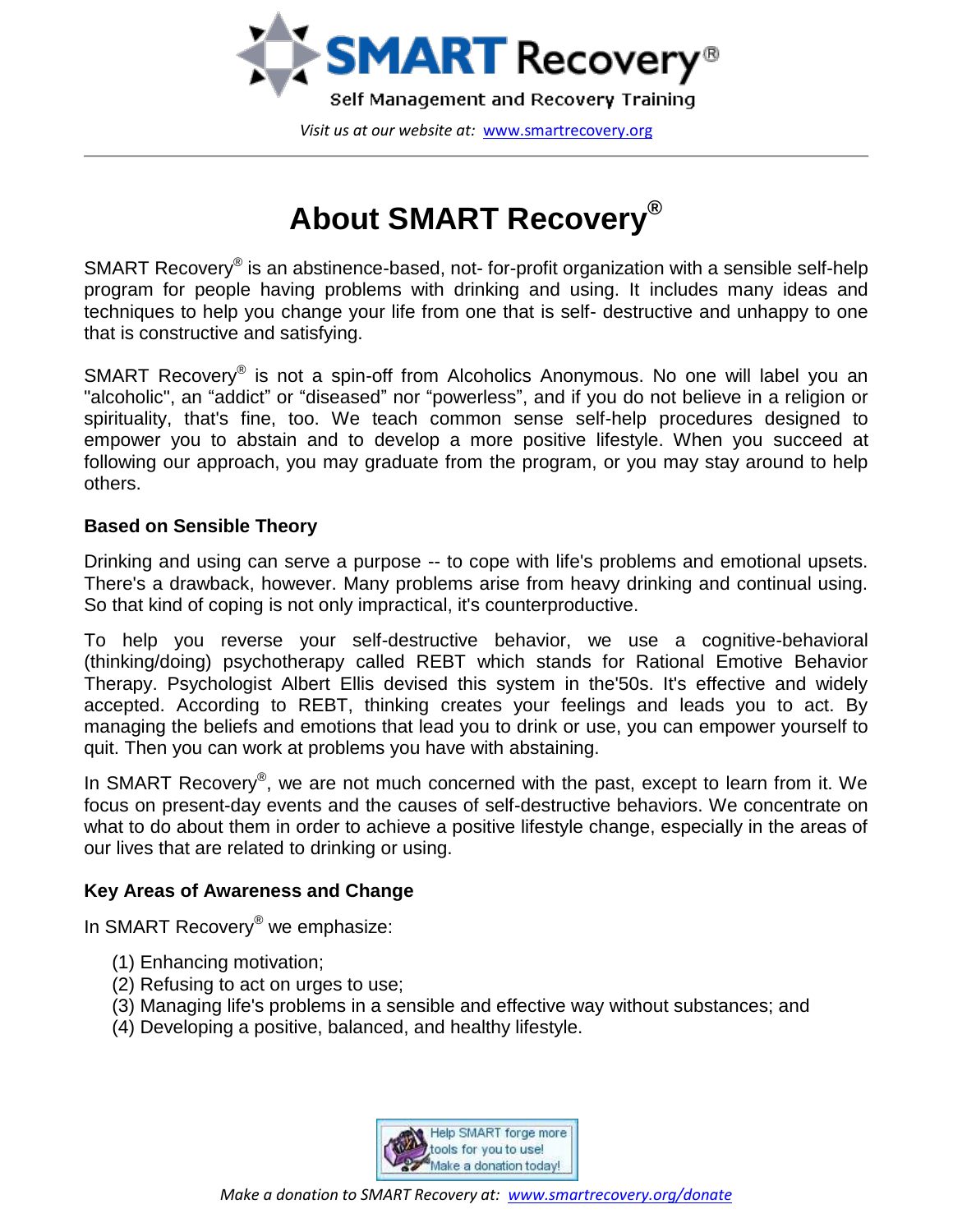# SMART Recovery®

Self Management and Recovery Training

*Visit us at our website at: [www.smartrecovery.org](http://www.smartrecovery.org)*

---

# About SMART Recovery®

SMART Recovery® is an abstinence-based, not- for-profit organization with a sensible self-help program for people having problems with drinking and using. It includes many ideas and techniques to help you change your life from one that is self- destructive and unhappy to one that is constructive and satisfying.

SMART Recovery® is not a spin-off from Alcoholics Anonymous. No one will label you an "alcoholic", an "addict" or "diseased" nor "powerless", and if you do not believe in a religion or spirituality, that's fine, too. We teach common sense self-help procedures designed to empower you to abstain and to develop a more positive lifestyle. When you succeed at following our approach, you may graduate from the program, or you may stay around to help others.

### Based on Sensible Theory

Drinking and using can serve a purpose -- to cope with life's problems and emotional upsets. There's a drawback, however. Many problems arise from heavy drinking and continual using. So that kind of coping is not only impractical, it's counterproductive.

To help you reverse your self-destructive behavior, we use a cognitive-behavioral (thinking/doing) psychotherapy called REBT which stands for Rational Emotive Behavior Therapy. Psychologist Albert Ellis devised this system in the'50s. It's effective and widely accepted. According to REBT, thinking creates your feelings and leads you to act. By managing the beliefs and emotions that lead you to drink or use, you can empower yourself to quit. Then you can work at problems you have with abstaining.

In SMART Recovery®, we are not much concerned with the past, except to learn from it. We focus on present-day events and the causes of self-destructive behaviors. We concentrate on what to do about them in order to achieve a positive lifestyle change, especially in the areas of our lives that are related to drinking or using.

### Key Areas of Awareness and Change

In SMART Recovery® we emphasize:

(1) Enhancing motivation;
(2) Refusing to act on urges to use;
(3) Managing life's problems in a sensible and effective way without substances; and
(4) Developing a positive, balanced, and healthy lifestyle.

Help SMART forge more tools for you to use! Make a donation today!

*Make a donation to SMART Recovery at: [www.smartrecovery.org/donate](http://www.smartrecovery.org/donate)*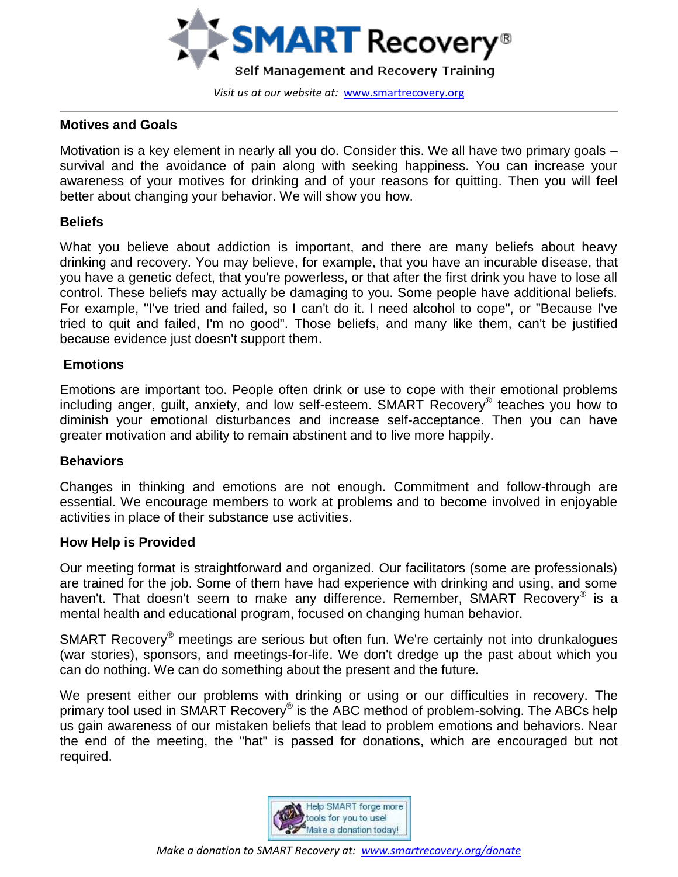SMART Recovery®

Self Management and Recovery Training

*Visit us at our website at: www.smartrecovery.org*

---

**Motives and Goals**

Motivation is a key element in nearly all you do. Consider this. We all have two primary goals – survival and the avoidance of pain along with seeking happiness. You can increase your awareness of your motives for drinking and of your reasons for quitting. Then you will feel better about changing your behavior. We will show you how.

**Beliefs**

What you believe about addiction is important, and there are many beliefs about heavy drinking and recovery. You may believe, for example, that you have an incurable disease, that you have a genetic defect, that you're powerless, or that after the first drink you have to lose all control. These beliefs may actually be damaging to you. Some people have additional beliefs. For example, "I've tried and failed, so I can't do it. I need alcohol to cope", or "Because I've tried to quit and failed, I'm no good". Those beliefs, and many like them, can't be justified because evidence just doesn't support them.

**Emotions**

Emotions are important too. People often drink or use to cope with their emotional problems including anger, guilt, anxiety, and low self-esteem. SMART Recovery® teaches you how to diminish your emotional disturbances and increase self-acceptance. Then you can have greater motivation and ability to remain abstinent and to live more happily.

**Behaviors**

Changes in thinking and emotions are not enough. Commitment and follow-through are essential. We encourage members to work at problems and to become involved in enjoyable activities in place of their substance use activities.

**How Help is Provided**

Our meeting format is straightforward and organized. Our facilitators (some are professionals) are trained for the job. Some of them have had experience with drinking and using, and some haven't. That doesn't seem to make any difference. Remember, SMART Recovery® is a mental health and educational program, focused on changing human behavior.

SMART Recovery® meetings are serious but often fun. We're certainly not into drunkalogues (war stories), sponsors, and meetings-for-life. We don't dredge up the past about which you can do nothing. We can do something about the present and the future.

We present either our problems with drinking or using or our difficulties in recovery. The primary tool used in SMART Recovery® is the ABC method of problem-solving. The ABCs help us gain awareness of our mistaken beliefs that lead to problem emotions and behaviors. Near the end of the meeting, the "hat" is passed for donations, which are encouraged but not required.

Help SMART forge more tools for you to use! Make a donation today!

*Make a donation to SMART Recovery at: www.smartrecovery.org/donate*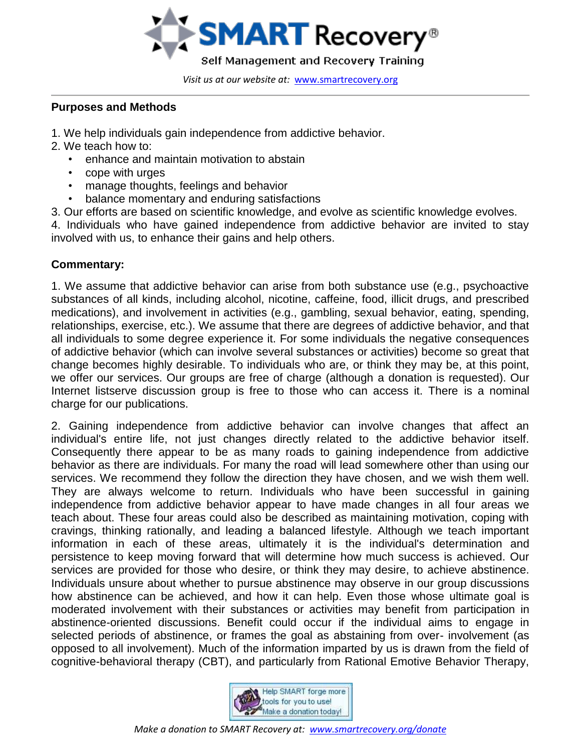## Purposes and Methods

1. We help individuals gain independence from addictive behavior.
2. We teach how to:
   - enhance and maintain motivation to abstain
   - cope with urges
   - manage thoughts, feelings and behavior
   - balance momentary and enduring satisfactions
3. Our efforts are based on scientific knowledge, and evolve as scientific knowledge evolves.
4. Individuals who have gained independence from addictive behavior are invited to stay involved with us, to enhance their gains and help others.

## Commentary:

1. We assume that addictive behavior can arise from both substance use (e.g., psychoactive substances of all kinds, including alcohol, nicotine, caffeine, food, illicit drugs, and prescribed medications), and involvement in activities (e.g., gambling, sexual behavior, eating, spending, relationships, exercise, etc.). We assume that there are degrees of addictive behavior, and that all individuals to some degree experience it. For some individuals the negative consequences of addictive behavior (which can involve several substances or activities) become so great that change becomes highly desirable. To individuals who are, or think they may be, at this point, we offer our services. Our groups are free of charge (although a donation is requested). Our Internet listserve discussion group is free to those who can access it. There is a nominal charge for our publications.

2. Gaining independence from addictive behavior can involve changes that affect an individual's entire life, not just changes directly related to the addictive behavior itself. Consequently there appear to be as many roads to gaining independence from addictive behavior as there are individuals. For many the road will lead somewhere other than using our services. We recommend they follow the direction they have chosen, and we wish them well. They are always welcome to return. Individuals who have been successful in gaining independence from addictive behavior appear to have made changes in all four areas we teach about. These four areas could also be described as maintaining motivation, coping with cravings, thinking rationally, and leading a balanced lifestyle. Although we teach important information in each of these areas, ultimately it is the individual's determination and persistence to keep moving forward that will determine how much success is achieved. Our services are provided for those who desire, or think they may desire, to achieve abstinence. Individuals unsure about whether to pursue abstinence may observe in our group discussions how abstinence can be achieved, and how it can help. Even those whose ultimate goal is moderated involvement with their substances or activities may benefit from participation in abstinence-oriented discussions. Benefit could occur if the individual aims to engage in selected periods of abstinence, or frames the goal as abstaining from over- involvement (as opposed to all involvement). Much of the information imparted by us is drawn from the field of cognitive-behavioral therapy (CBT), and particularly from Rational Emotive Behavior Therapy,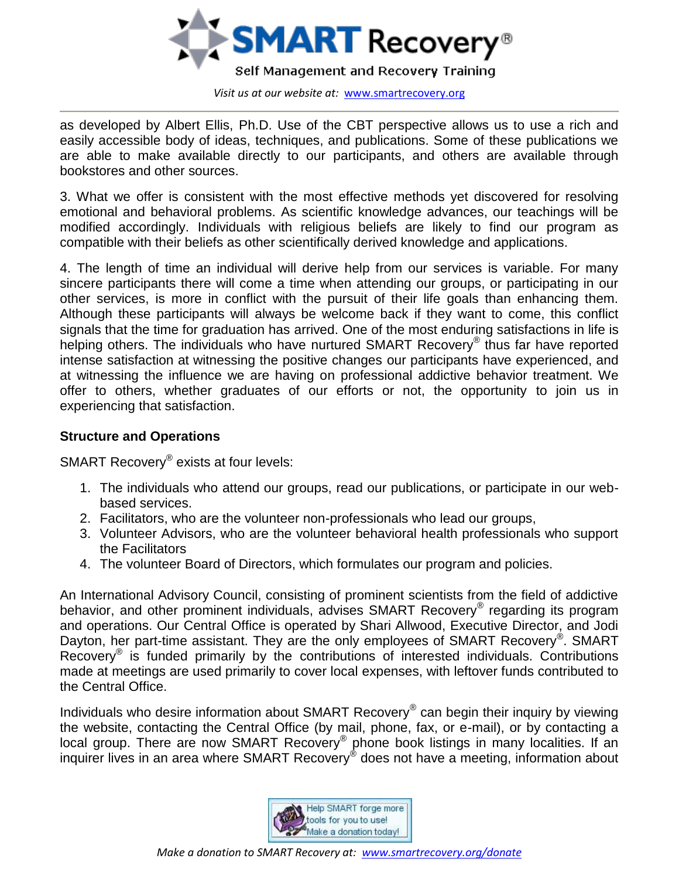as developed by Albert Ellis, Ph.D. Use of the CBT perspective allows us to use a rich and easily accessible body of ideas, techniques, and publications. Some of these publications we are able to make available directly to our participants, and others are available through bookstores and other sources.

3. What we offer is consistent with the most effective methods yet discovered for resolving emotional and behavioral problems. As scientific knowledge advances, our teachings will be modified accordingly. Individuals with religious beliefs are likely to find our program as compatible with their beliefs as other scientifically derived knowledge and applications.

4. The length of time an individual will derive help from our services is variable. For many sincere participants there will come a time when attending our groups, or participating in our other services, is more in conflict with the pursuit of their life goals than enhancing them. Although these participants will always be welcome back if they want to come, this conflict signals that the time for graduation has arrived. One of the most enduring satisfactions in life is helping others. The individuals who have nurtured SMART Recovery® thus far have reported intense satisfaction at witnessing the positive changes our participants have experienced, and at witnessing the influence we are having on professional addictive behavior treatment. We offer to others, whether graduates of our efforts or not, the opportunity to join us in experiencing that satisfaction.

### Structure and Operations

SMART Recovery® exists at four levels:

1. The individuals who attend our groups, read our publications, or participate in our web-based services.
2. Facilitators, who are the volunteer non-professionals who lead our groups,
3. Volunteer Advisors, who are the volunteer behavioral health professionals who support the Facilitators
4. The volunteer Board of Directors, which formulates our program and policies.

An International Advisory Council, consisting of prominent scientists from the field of addictive behavior, and other prominent individuals, advises SMART Recovery® regarding its program and operations. Our Central Office is operated by Shari Allwood, Executive Director, and Jodi Dayton, her part-time assistant. They are the only employees of SMART Recovery®. SMART Recovery® is funded primarily by the contributions of interested individuals. Contributions made at meetings are used primarily to cover local expenses, with leftover funds contributed to the Central Office.

Individuals who desire information about SMART Recovery® can begin their inquiry by viewing the website, contacting the Central Office (by mail, phone, fax, or e-mail), or by contacting a local group. There are now SMART Recovery® phone book listings in many localities. If an inquirer lives in an area where SMART Recovery® does not have a meeting, information about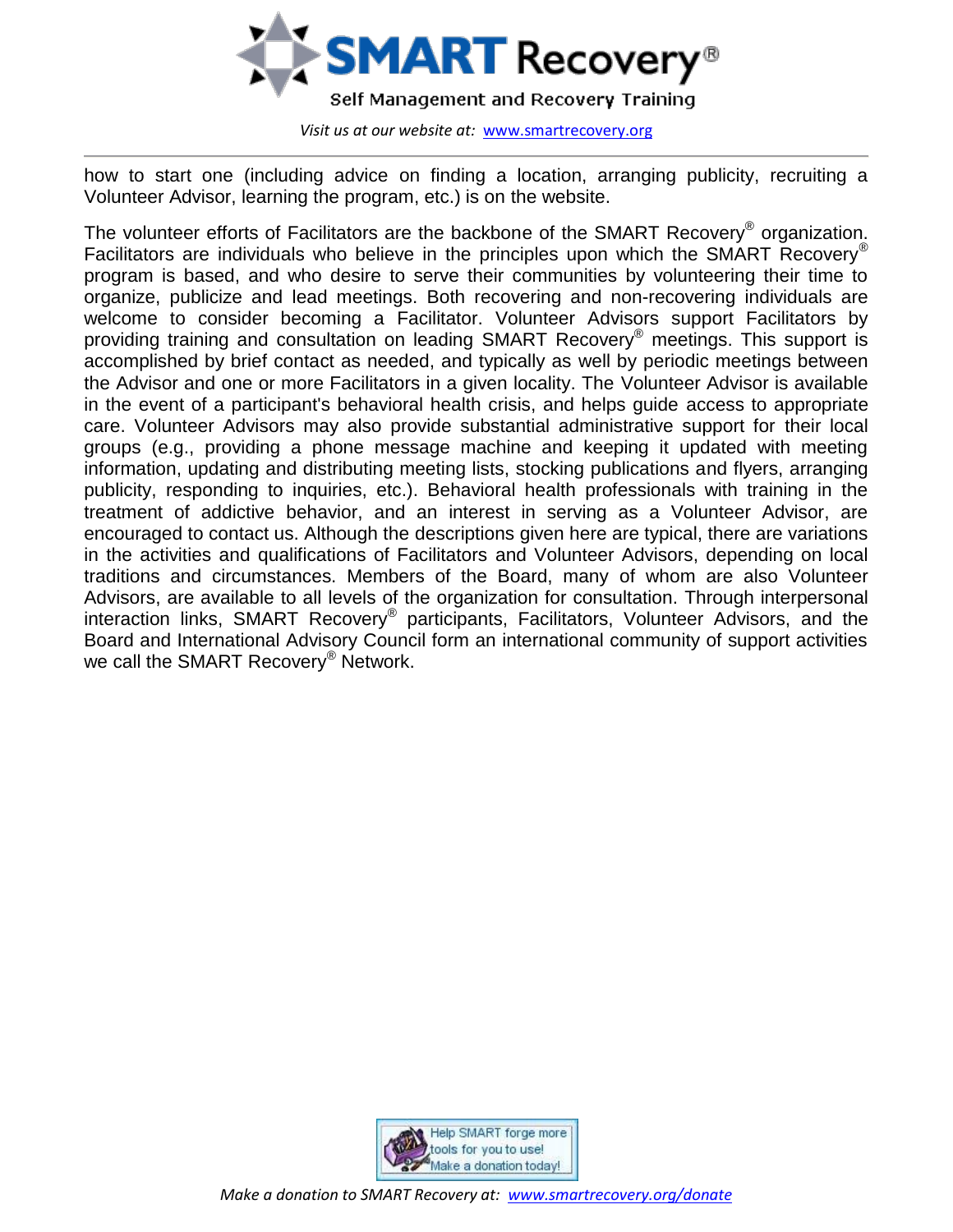how to start one (including advice on finding a location, arranging publicity, recruiting a Volunteer Advisor, learning the program, etc.) is on the website.

The volunteer efforts of Facilitators are the backbone of the SMART Recovery® organization. Facilitators are individuals who believe in the principles upon which the SMART Recovery® program is based, and who desire to serve their communities by volunteering their time to organize, publicize and lead meetings. Both recovering and non-recovering individuals are welcome to consider becoming a Facilitator. Volunteer Advisors support Facilitators by providing training and consultation on leading SMART Recovery® meetings. This support is accomplished by brief contact as needed, and typically as well by periodic meetings between the Advisor and one or more Facilitators in a given locality. The Volunteer Advisor is available in the event of a participant's behavioral health crisis, and helps guide access to appropriate care. Volunteer Advisors may also provide substantial administrative support for their local groups (e.g., providing a phone message machine and keeping it updated with meeting information, updating and distributing meeting lists, stocking publications and flyers, arranging publicity, responding to inquiries, etc.). Behavioral health professionals with training in the treatment of addictive behavior, and an interest in serving as a Volunteer Advisor, are encouraged to contact us. Although the descriptions given here are typical, there are variations in the activities and qualifications of Facilitators and Volunteer Advisors, depending on local traditions and circumstances. Members of the Board, many of whom are also Volunteer Advisors, are available to all levels of the organization for consultation. Through interpersonal interaction links, SMART Recovery® participants, Facilitators, Volunteer Advisors, and the Board and International Advisory Council form an international community of support activities we call the SMART Recovery® Network.